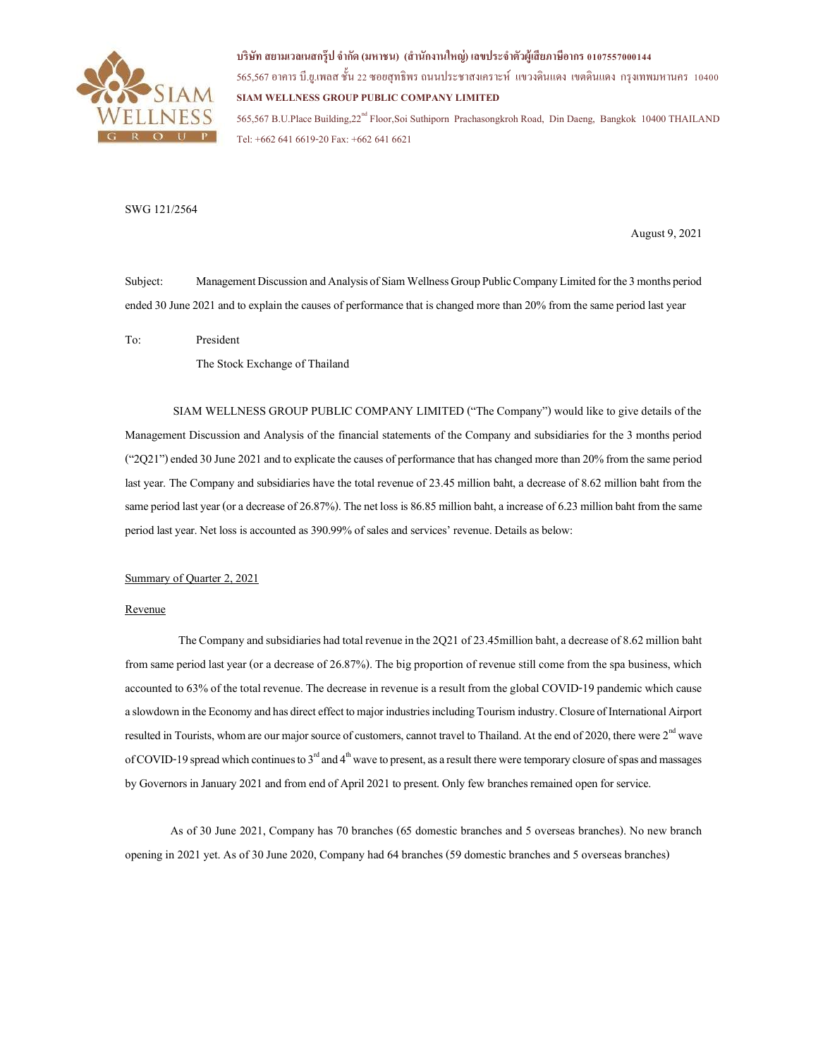บริษัท สยามเวลเนสกรุ๊ป จำกัด (มหาชน) (สำนักงานใหญ่) เลขประจำตัวผู้เสียภาษีอากร 0107557000144

565,567 อาคาร บี.ยู.เพลส ชั้น 22 ซอยสุทธิพร ถนนประชาสงเคราะห์ แขวงดินแดง เขตดินแดง กรุงเทพมหานคร 10400

**SIAM WELLNESS GROUP PUBLIC COMPANY LIMITED**

565,567 B.U.Place Building,22nd Floor,Soi Suthiporn Prachasongkroh Road, Din Daeng, Bangkok 10400 THAILAND

Tel: +662 641 6619-20 Fax: +662 641 6621

SWG 121/2564

August 9, 2021

Subject: Management Discussion and Analysis of Siam Wellness Group Public Company Limited for the 3 months period ended 30 June 2021 and to explain the causes of performance that is changed more than 20% from the same period last year

To: President

The Stock Exchange of Thailand

SIAM WELLNESS GROUP PUBLIC COMPANY LIMITED ("The Company") would like to give details of the Management Discussion and Analysis of the financial statements of the Company and subsidiaries for the 3 months period ("2Q21") ended 30 June 2021 and to explicate the causes of performance that has changed more than 20% from the same period last year. The Company and subsidiaries have the total revenue of 23.45 million baht, a decrease of 8.62 million baht from the same period last year (or a decrease of 26.87%). The net loss is 86.85 million baht, a increase of 6.23 million baht from the same period last year. Net loss is accounted as 390.99% of sales and services' revenue. Details as below:

## Summary of Quarter 2, 2021

### Revenue

The Company and subsidiaries had total revenue in the 2Q21 of 23.45million baht, a decrease of 8.62 million baht from same period last year (or a decrease of 26.87%). The big proportion of revenue still come from the spa business, which accounted to 63% of the total revenue. The decrease in revenue is a result from the global COVID-19 pandemic which cause a slowdown in the Economy and has direct effect to major industries including Tourism industry. Closure of International Airport resulted in Tourists, whom are our major source of customers, cannot travel to Thailand. At the end of 2020, there were 2nd wave of COVID-19 spread which continues to 3rd and 4th wave to present, as a result there were temporary closure of spas and massages by Governors in January 2021 and from end of April 2021 to present. Only few branches remained open for service.

As of 30 June 2021, Company has 70 branches (65 domestic branches and 5 overseas branches). No new branch opening in 2021 yet. As of 30 June 2020, Company had 64 branches (59 domestic branches and 5 overseas branches)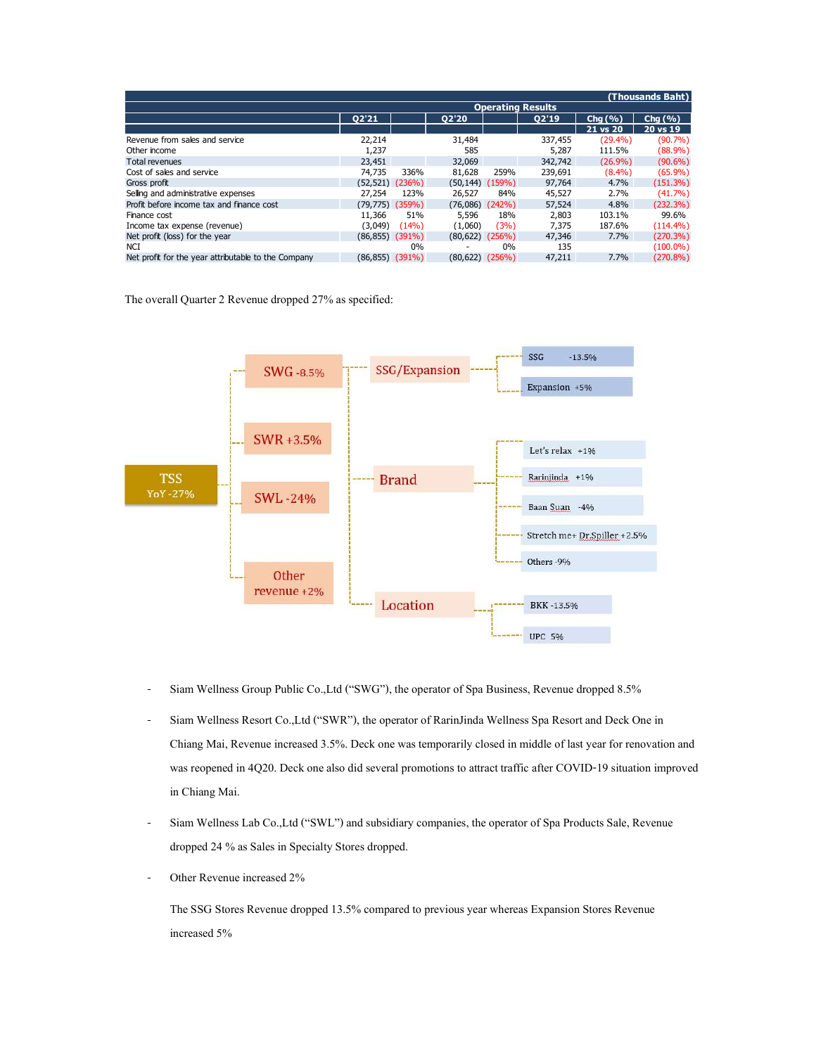| | | | | | | | |
|---|---|---|---|---|---|---|---|
| | | | | | | | (Thousands Baht) |
| | | | Operating Results | | | | |
| | Q2'21 | | Q2'20 | | Q2'19 | Chg (%) 21 vs 20 | Chg (%) 20 vs 19 |
| Revenue from sales and service | 22,214 | | 31,484 | | 337,455 | (29.4%) | (90.7%) |
| Other income | 1,237 | | 585 | | 5,287 | 111.5% | (88.9%) |
| Total revenues | 23,451 | | 32,069 | | 342,742 | (26.9%) | (90.6%) |
| Cost of sales and service | 74,735 | 336% | 81,628 | 259% | 239,691 | (8.4%) | (65.9%) |
| Gross profit | (52,521) | (236%) | (50,144) | (159%) | 97,764 | 4.7% | (151.3%) |
| Selling and administrative expenses | 27,254 | 123% | 26,527 | 84% | 45,527 | 2.7% | (41.7%) |
| Profit before income tax and finance cost | (79,775) | (359%) | (76,086) | (242%) | 57,524 | 4.8% | (232.3%) |
| Finance cost | 11,366 | 51% | 5,596 | 18% | 2,803 | 103.1% | 99.6% |
| Income tax expense (revenue) | (3,049) | (14%) | (1,060) | (3%) | 7,375 | 187.6% | (114.4%) |
| Net profit (loss) for the year | (86,855) | (391%) | (80,622) | (256%) | 47,346 | 7.7% | (270.3%) |
| NCI | | 0% | - | 0% | 135 | | (100.0%) |
| Net profit for the year attributable to the Company | (86,855) | (391%) | (80,622) | (256%) | 47,211 | 7.7% | (270.8%) |

The overall Quarter 2 Revenue dropped 27% as specified:

- TSS YoY -27%
  - SWG -8.5%
    - SSG/Expansion
      - SSG -13.5%
      - Expansion +5%
    - Brand
      - Let's relax +1%
      - Rarinjinda +1%
      - Baan Suan -4%
      - Stretch me+ Dr.Spiller +2.5%
      - Others -9%
    - Location
      - BKK -13.5%
      - UPC 5%
  - SWR +3.5%
  - SWL -24%
  - Other revenue +2%

- Siam Wellness Group Public Co.,Ltd ("SWG"), the operator of Spa Business, Revenue dropped 8.5%
- Siam Wellness Resort Co.,Ltd ("SWR"), the operator of RarinJinda Wellness Spa Resort and Deck One in Chiang Mai, Revenue increased 3.5%. Deck one was temporarily closed in middle of last year for renovation and was reopened in 4Q20. Deck one also did several promotions to attract traffic after COVID-19 situation improved in Chiang Mai.
- Siam Wellness Lab Co.,Ltd ("SWL") and subsidiary companies, the operator of Spa Products Sale, Revenue dropped 24 % as Sales in Specialty Stores dropped.
- Other Revenue increased 2%

  The SSG Stores Revenue dropped 13.5% compared to previous year whereas Expansion Stores Revenue increased 5%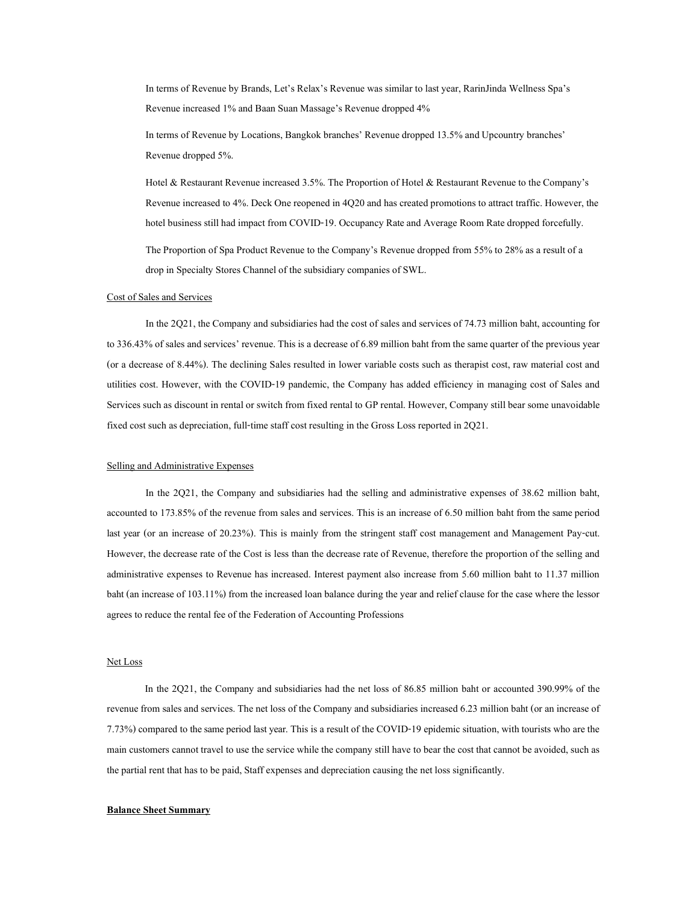In terms of Revenue by Brands, Let's Relax's Revenue was similar to last year, RarinJinda Wellness Spa's Revenue increased 1% and Baan Suan Massage's Revenue dropped 4%

In terms of Revenue by Locations, Bangkok branches' Revenue dropped 13.5% and Upcountry branches' Revenue dropped 5%.

Hotel & Restaurant Revenue increased 3.5%. The Proportion of Hotel & Restaurant Revenue to the Company's Revenue increased to 4%. Deck One reopened in 4Q20 and has created promotions to attract traffic. However, the hotel business still had impact from COVID-19. Occupancy Rate and Average Room Rate dropped forcefully.

The Proportion of Spa Product Revenue to the Company's Revenue dropped from 55% to 28% as a result of a drop in Specialty Stores Channel of the subsidiary companies of SWL.

Cost of Sales and Services

In the 2Q21, the Company and subsidiaries had the cost of sales and services of 74.73 million baht, accounting for to 336.43% of sales and services' revenue. This is a decrease of 6.89 million baht from the same quarter of the previous year (or a decrease of 8.44%). The declining Sales resulted in lower variable costs such as therapist cost, raw material cost and utilities cost. However, with the COVID-19 pandemic, the Company has added efficiency in managing cost of Sales and Services such as discount in rental or switch from fixed rental to GP rental. However, Company still bear some unavoidable fixed cost such as depreciation, full-time staff cost resulting in the Gross Loss reported in 2Q21.

Selling and Administrative Expenses

In the 2Q21, the Company and subsidiaries had the selling and administrative expenses of 38.62 million baht, accounted to 173.85% of the revenue from sales and services. This is an increase of 6.50 million baht from the same period last year (or an increase of 20.23%). This is mainly from the stringent staff cost management and Management Pay-cut. However, the decrease rate of the Cost is less than the decrease rate of Revenue, therefore the proportion of the selling and administrative expenses to Revenue has increased. Interest payment also increase from 5.60 million baht to 11.37 million baht (an increase of 103.11%) from the increased loan balance during the year and relief clause for the case where the lessor agrees to reduce the rental fee of the Federation of Accounting Professions

Net Loss

In the 2Q21, the Company and subsidiaries had the net loss of 86.85 million baht or accounted 390.99% of the revenue from sales and services. The net loss of the Company and subsidiaries increased 6.23 million baht (or an increase of 7.73%) compared to the same period last year. This is a result of the COVID-19 epidemic situation, with tourists who are the main customers cannot travel to use the service while the company still have to bear the cost that cannot be avoided, such as the partial rent that has to be paid, Staff expenses and depreciation causing the net loss significantly.

**Balance Sheet Summary**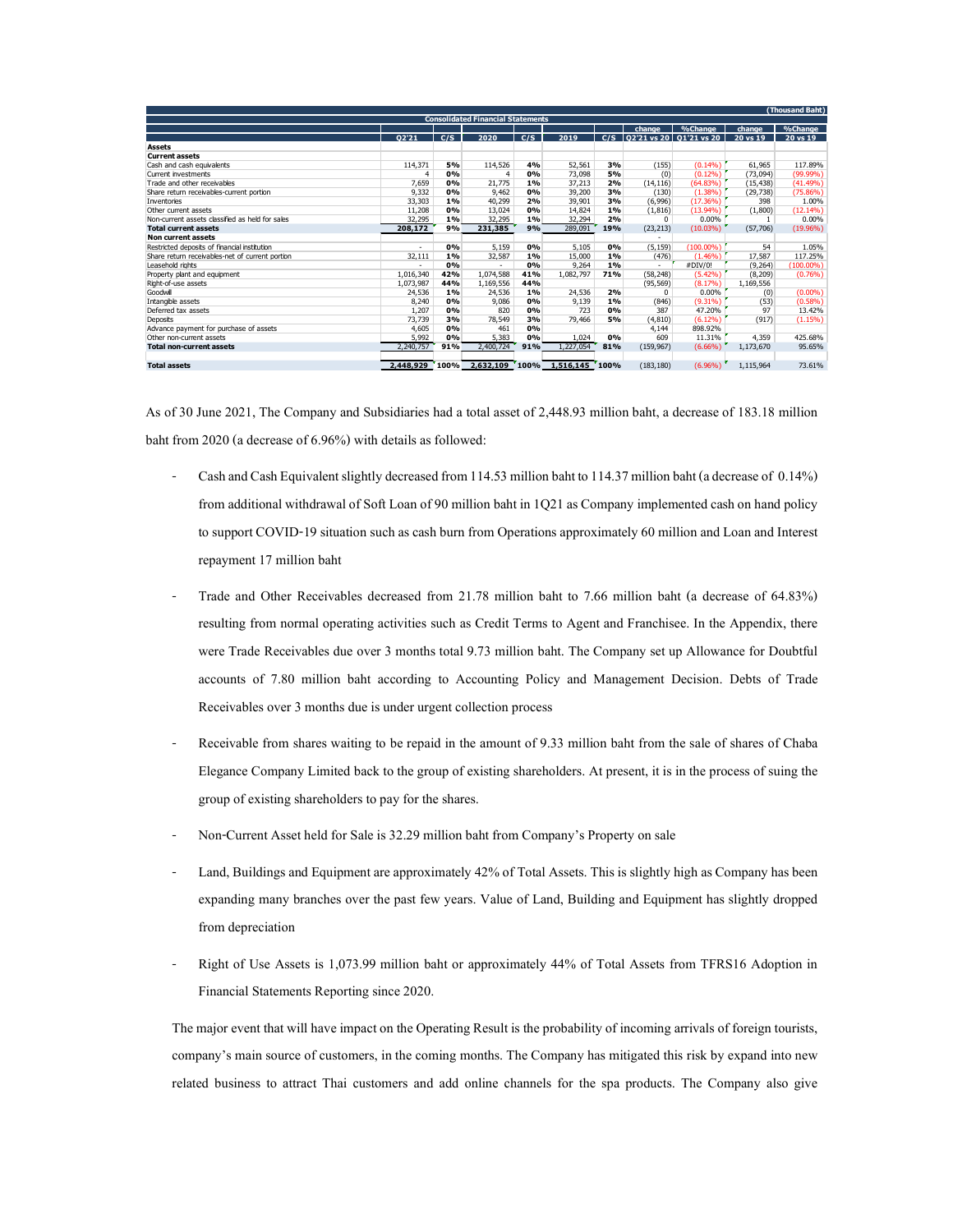| | | | | | | | | | | (Thousand Baht) |
|---|---|---|---|---|---|---|---|---|---|---|
| **Consolidated Financial Statements** | | | | | | | | | | |
| | | | | | | | change | %Change | change | %Change |
| | Q2'21 | C/S | 2020 | C/S | 2019 | C/S | Q2'21 vs 20 | Q1'21 vs 20 | 20 vs 19 | 20 vs 19 |
| **Assets** | | | | | | | | | | |
| **Current assets** | | | | | | | | | | |
| Cash and cash equivalents | 114,371 | 5% | 114,526 | 4% | 52,561 | 3% | (155) | (0.14%) | 61,965 | 117.89% |
| Current investments | 4 | 0% | 4 | 0% | 73,098 | 5% | (0) | (0.12%) | (73,094) | (99.99%) |
| Trade and other receivables | 7,659 | 0% | 21,775 | 1% | 37,213 | 2% | (14,116) | (64.83%) | (15,438) | (41.49%) |
| Share return receivables-current portion | 9,332 | 0% | 9,462 | 0% | 39,200 | 3% | (130) | (1.38%) | (29,738) | (75.86%) |
| Inventories | 33,303 | 1% | 40,299 | 2% | 39,901 | 3% | (6,996) | (17.36%) | 398 | 1.00% |
| Other current assets | 11,208 | 0% | 13,024 | 0% | 14,824 | 1% | (1,816) | (13.94%) | (1,800) | (12.14%) |
| Non-current assets classified as held for sales | 32,295 | 1% | 32,295 | 1% | 32,294 | 2% | 0 | 0.00% | 1 | 0.00% |
| **Total current assets** | **208,172** | **9%** | **231,385** | **9%** | 289,091 | **19%** | (23,213) | (10.03%) | (57,706) | (19.96%) |
| **Non current assets** | | | | | | | - | | | |
| Restricted deposits of financial institution | - | 0% | 5,159 | 0% | 5,105 | 0% | (5,159) | (100.00%) | 54 | 1.05% |
| Share return receivables-net of current portion | 32,111 | 1% | 32,587 | 1% | 15,000 | 1% | (476) | (1.46%) | 17,587 | 117.25% |
| Leasehold rights | - | 0% | - | 0% | 9,264 | 1% | - | #DIV/0! | (9,264) | (100.00%) |
| Property plant and equipment | 1,016,340 | 42% | 1,074,588 | 41% | 1,082,797 | 71% | (58,248) | (5.42%) | (8,209) | (0.76%) |
| Right-of-use assets | 1,073,987 | 44% | 1,169,556 | 44% | | | (95,569) | (8.17%) | 1,169,556 | |
| Goodwill | 24,536 | 1% | 24,536 | 1% | 24,536 | 2% | 0 | 0.00% | (0) | (0.00%) |
| Intangible assets | 8,240 | 0% | 9,086 | 0% | 9,139 | 1% | (846) | (9.31%) | (53) | (0.58%) |
| Deferred tax assets | 1,207 | 0% | 820 | 0% | 723 | 0% | 387 | 47.20% | 97 | 13.42% |
| Deposits | 73,739 | 3% | 78,549 | 3% | 79,466 | 5% | (4,810) | (6.12%) | (917) | (1.15%) |
| Advance payment for purchase of assets | 4,605 | 0% | 461 | 0% | | | 4,144 | 898.92% | | |
| Other non-current assets | 5,992 | 0% | 5,383 | 0% | 1,024 | 0% | 609 | 11.31% | 4,359 | 425.68% |
| **Total non-current assets** | 2,240,757 | **91%** | 2,400,724 | **91%** | 1,227,054 | **81%** | (159,967) | (6.66%) | 1,173,670 | 95.65% |
| | | | | | | | | | | |
| **Total assets** | **2,448,929** | **100%** | **2,632,109** | **100%** | **1,516,145** | **100%** | (183,180) | (6.96%) | 1,115,964 | 73.61% |

As of 30 June 2021, The Company and Subsidiaries had a total asset of 2,448.93 million baht, a decrease of 183.18 million baht from 2020 (a decrease of 6.96%) with details as followed:

- Cash and Cash Equivalent slightly decreased from 114.53 million baht to 114.37 million baht (a decrease of 0.14%) from additional withdrawal of Soft Loan of 90 million baht in 1Q21 as Company implemented cash on hand policy to support COVID-19 situation such as cash burn from Operations approximately 60 million and Loan and Interest repayment 17 million baht
- Trade and Other Receivables decreased from 21.78 million baht to 7.66 million baht (a decrease of 64.83%) resulting from normal operating activities such as Credit Terms to Agent and Franchisee. In the Appendix, there were Trade Receivables due over 3 months total 9.73 million baht. The Company set up Allowance for Doubtful accounts of 7.80 million baht according to Accounting Policy and Management Decision. Debts of Trade Receivables over 3 months due is under urgent collection process
- Receivable from shares waiting to be repaid in the amount of 9.33 million baht from the sale of shares of Chaba Elegance Company Limited back to the group of existing shareholders. At present, it is in the process of suing the group of existing shareholders to pay for the shares.
- Non-Current Asset held for Sale is 32.29 million baht from Company's Property on sale
- Land, Buildings and Equipment are approximately 42% of Total Assets. This is slightly high as Company has been expanding many branches over the past few years. Value of Land, Building and Equipment has slightly dropped from depreciation
- Right of Use Assets is 1,073.99 million baht or approximately 44% of Total Assets from TFRS16 Adoption in Financial Statements Reporting since 2020.

The major event that will have impact on the Operating Result is the probability of incoming arrivals of foreign tourists, company's main source of customers, in the coming months. The Company has mitigated this risk by expand into new related business to attract Thai customers and add online channels for the spa products. The Company also give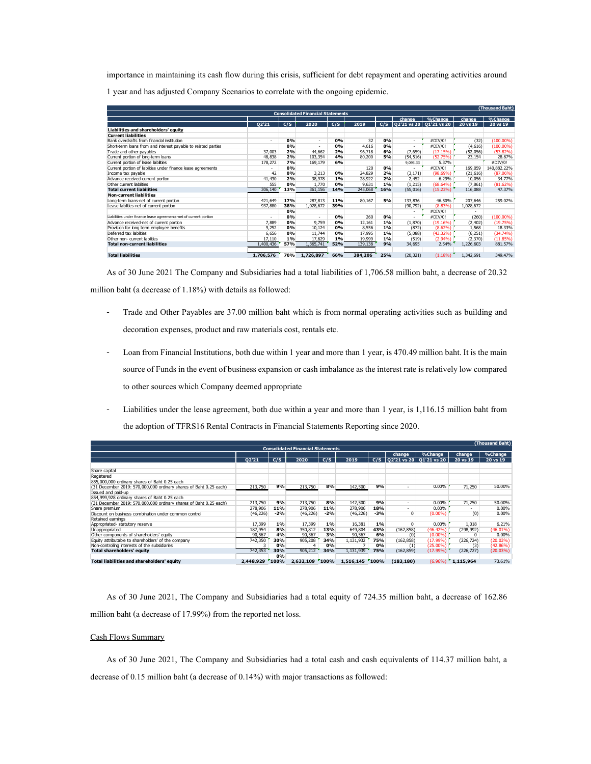importance in maintaining its cash flow during this crisis, sufficient for debt repayment and operating activities around 1 year and has adjusted Company Scenarios to correlate with the ongoing epidemic.

| Consolidated Financial Statements | | | | | | | | | | | (Thousand Baht) |
|---|---|---|---|---|---|---|---|---|---|---|---|
| | Q2'21 | C/S | 2020 | C/S | 2019 | C/S | change Q2'21 vs 20 | %Change Q1'21 vs 20 | change 20 vs 19 | %Change 20 vs 19 |
| **Liabilities and shareholders' equity** | | | | | | | | | | |
| **Current liabilities** | | | | | | | | | | |
| Bank overdrafts from financial institution | - | 0% | - | 0% | 32 | 0% | - | #DIV/0! | (32) | (100.00%) |
| Short-term loans from and interest payable to related parties | | 0% | - | 0% | 4,616 | 0% | - | #DIV/0! | (4,616) | (100.00%) |
| Trade and other payables | 37,003 | 2% | 44,662 | 2% | 96,718 | 6% | (7,659) | (17.15%) | (52,056) | (53.82%) |
| Current portion of long-term loans | 48,838 | 2% | 103,354 | 4% | 80,200 | 5% | (54,516) | (52.75%) | 23,154 | 28.87% |
| Current portion of lease liabilities | 178,272 | 7% | 169,179 | 6% | | | 9,093.33 | 5.37% | | #DIV/0! |
| Current portion of liabilities under finance lease agreements | - | 0% | | | 120 | 0% | - | #DIV/0! | 169,059 | 140,882.22% |
| Income tax payable | 42 | 0% | 3,213 | 0% | 24,829 | 2% | (3,171) | (98.69%) | (21,616) | (87.06%) |
| Advance received-current portion | 41,430 | 2% | 38,978 | 1% | 28,922 | 2% | 2,452 | 6.29% | 10,056 | 34.77% |
| Other current liabilities | 555 | 0% | 1,770 | 0% | 9,631 | 1% | (1,215) | (68.64%) | (7,861) | (81.62%) |
| **Total current liabilities** | 306,140 | 13% | 361,156 | 14% | 245,068 | 16% | (55,016) | (15.23%) | 116,088 | 47.37% |
| **Non-current liabilities** | | | | | | | | | | |
| Long-term loans-net of current portion | 421,649 | 17% | 287,813 | 11% | 80,167 | 5% | 133,836 | 46.50% | 207,646 | 259.02% |
| Lease liabilities-net of current portion | 937,880 | 38% | 1,028,672 | 39% | | | (90,792) | (8.83%) | 1,028,672 | |
| | | 0% | | | | | - | #DIV/0! | - | |
| Liabilities under finance lease agreements-net of current portion | - | 0% | - | 0% | 260 | 0% | - | #DIV/0! | (260) | (100.00%) |
| Advance received-net of current portion | 7,889 | 0% | 9,759 | 0% | 12,161 | 1% | (1,870) | (19.16%) | (2,402) | (19.75%) |
| Provision for long term employee benefits | 9,252 | 0% | 10,124 | 0% | 8,556 | 1% | (872) | (8.62%) | 1,568 | 18.33% |
| Deferred tax liabilities | 6,656 | 0% | 11,744 | 0% | 17,995 | 1% | (5,088) | (43.32%) | (6,251) | (34.74%) |
| Other non- current liabilities | 17,110 | 1% | 17,629 | 1% | 19,999 | 1% | (519) | (2.94%) | (2,370) | (11.85%) |
| **Total non-current liabilities** | 1,400,436 | 57% | 1,365,741 | 52% | 139,138 | 9% | 34,695 | 2.54% | 1,226,603 | 881.57% |
| **Total liabilities** | 1,706,576 | 70% | 1,726,897 | 66% | 384,206 | 25% | (20,321) | (1.18%) | 1,342,691 | 349.47% |

As of 30 June 2021 The Company and Subsidiaries had a total liabilities of 1,706.58 million baht, a decrease of 20.32 million baht (a decrease of 1.18%) with details as followed:

- Trade and Other Payables are 37.00 million baht which is from normal operating activities such as building and decoration expenses, product and raw materials cost, rentals etc.
- Loan from Financial Institutions, both due within 1 year and more than 1 year, is 470.49 million baht. It is the main source of Funds in the event of business expansion or cash imbalance as the interest rate is relatively low compared to other sources which Company deemed appropriate
- Liabilities under the lease agreement, both due within a year and more than 1 year, is 1,116.15 million baht from the adoption of TFRS16 Rental Contracts in Financial Statements Reporting since 2020.

| Consolidated Financial Statements | | | | | | | | | | (Thousand Baht) |
|---|---|---|---|---|---|---|---|---|---|---|
| | Q2'21 | C/S | 2020 | C/S | 2019 | C/S | change Q2'21 vs 20 | %Change Q1'21 vs 20 | change 20 vs 19 | %Change 20 vs 19 |
| Share capital | | | | | | | | | | |
| Registered | | | | | | | | | | |
| 855,000,000 ordinary shares of Baht 0.25 each | | | | | | | | | | |
| (31 December 2019: 570,000,000 ordinary shares of Baht 0.25 each) | 213,750 | 9% | 213,750 | 8% | 142,500 | 9% | - | 0.00% | 71,250 | 50.00% |
| Issued and paid-up | | | | | | | | | | |
| 854,999,928 ordinary shares of Baht 0.25 each | | | | | | | | | | |
| (31 December 2019: 570,000,000 ordinary shares of Baht 0.25 each) | 213,750 | 9% | 213,750 | 8% | 142,500 | 9% | - | 0.00% | 71,250 | 50.00% |
| Share premium | 278,906 | 11% | 278,906 | 11% | 278,906 | 18% | - | 0.00% | - | 0.00% |
| Discount on business combination under common control | (46,226) | -2% | (46,226) | -2% | (46,226) | -3% | 0 | (0.00%) | (0) | 0.00% |
| Retained earnings | | | | | | | | | | |
| Appropriated- statutory reserve | 17,399 | 1% | 17,399 | 1% | 16,381 | 1% | 0 | 0.00% | 1,018 | 6.21% |
| Unappropriated | 187,954 | 8% | 350,812 | 13% | 649,804 | 43% | (162,858) | (46.42%) | (298,992) | (46.01%) |
| Other components of shareholders' equity | 90,567 | 4% | 90,567 | 3% | 90,567 | 6% | (0) | (0.00%) | 0 | 0.00% |
| Equity attributable to shareholders' of the company | 742,350 | 30% | 905,208 | 34% | 1,131,932 | 75% | (162,858) | (17.99%) | (226,724) | (20.03%) |
| Non-controlling interests of the subsidiaries | 3 | 0% | 4 | 0% | 7 | 0% | (1) | (25.00%) | (3) | (42.86%) |
| **Total shareholders' equity** | 742,353 | 30% | 905,212 | 34% | 1,131,939 | 75% | (162,859) | (17.99%) | (226,727) | (20.03%) |
| | | 0% | | | | | | | | |
| **Total liabilities and shareholders' equity** | 2,448,929 | 100% | 2,632,109 | 100% | 1,516,145 | 100% | (183,180) | (6.96%) | 1,115,964 | 73.61% |

As of 30 June 2021, The Company and Subsidiaries had a total equity of 724.35 million baht, a decrease of 162.86 million baht (a decrease of 17.99%) from the reported net loss.

<u>Cash Flows Summary</u>

As of 30 June 2021, The Company and Subsidiaries had a total cash and cash equivalents of 114.37 million baht, a decrease of 0.15 million baht (a decrease of 0.14%) with major transactions as followed: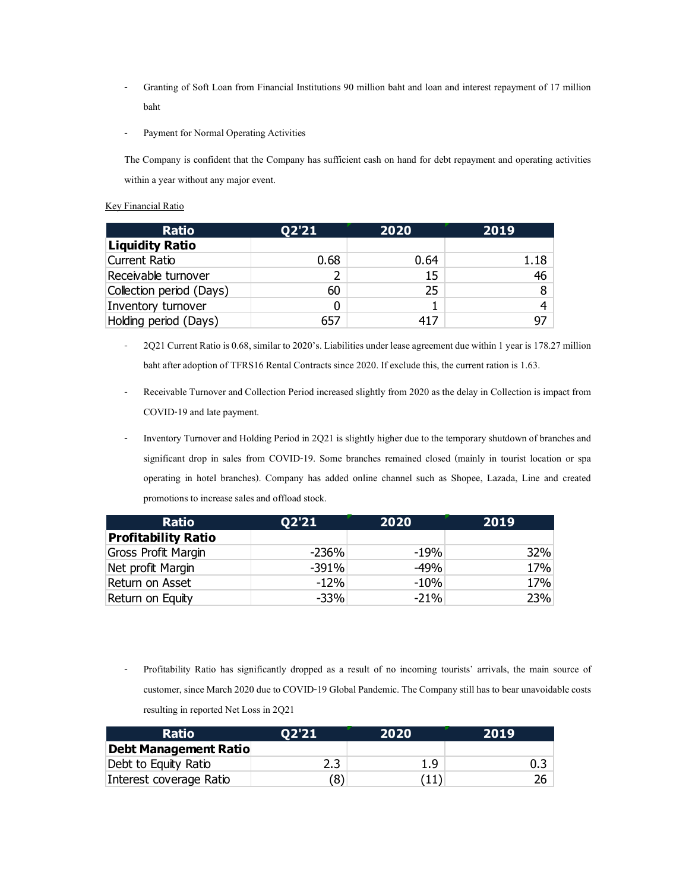- Granting of Soft Loan from Financial Institutions 90 million baht and loan and interest repayment of 17 million baht
- Payment for Normal Operating Activities

The Company is confident that the Company has sufficient cash on hand for debt repayment and operating activities within a year without any major event.

<u>Key Financial Ratio</u>

| Ratio | Q2'21 | 2020 | 2019 |
|---|---|---|---|
| **Liquidity Ratio** | | | |
| Current Ratio | 0.68 | 0.64 | 1.18 |
| Receivable turnover | 2 | 15 | 46 |
| Collection period (Days) | 60 | 25 | 8 |
| Inventory turnover | 0 | 1 | 4 |
| Holding period (Days) | 657 | 417 | 97 |

- 2Q21 Current Ratio is 0.68, similar to 2020's. Liabilities under lease agreement due within 1 year is 178.27 million baht after adoption of TFRS16 Rental Contracts since 2020. If exclude this, the current ration is 1.63.
- Receivable Turnover and Collection Period increased slightly from 2020 as the delay in Collection is impact from COVID-19 and late payment.
- Inventory Turnover and Holding Period in 2Q21 is slightly higher due to the temporary shutdown of branches and significant drop in sales from COVID-19. Some branches remained closed (mainly in tourist location or spa operating in hotel branches). Company has added online channel such as Shopee, Lazada, Line and created promotions to increase sales and offload stock.

| Ratio | Q2'21 | 2020 | 2019 |
|---|---|---|---|
| **Profitability Ratio** | | | |
| Gross Profit Margin | -236% | -19% | 32% |
| Net profit Margin | -391% | -49% | 17% |
| Return on Asset | -12% | -10% | 17% |
| Return on Equity | -33% | -21% | 23% |

- Profitability Ratio has significantly dropped as a result of no incoming tourists' arrivals, the main source of customer, since March 2020 due to COVID-19 Global Pandemic. The Company still has to bear unavoidable costs resulting in reported Net Loss in 2Q21

| Ratio | Q2'21 | 2020 | 2019 |
|---|---|---|---|
| **Debt Management Ratio** | | | |
| Debt to Equity Ratio | 2.3 | 1.9 | 0.3 |
| Interest coverage Ratio | (8) | (11) | 26 |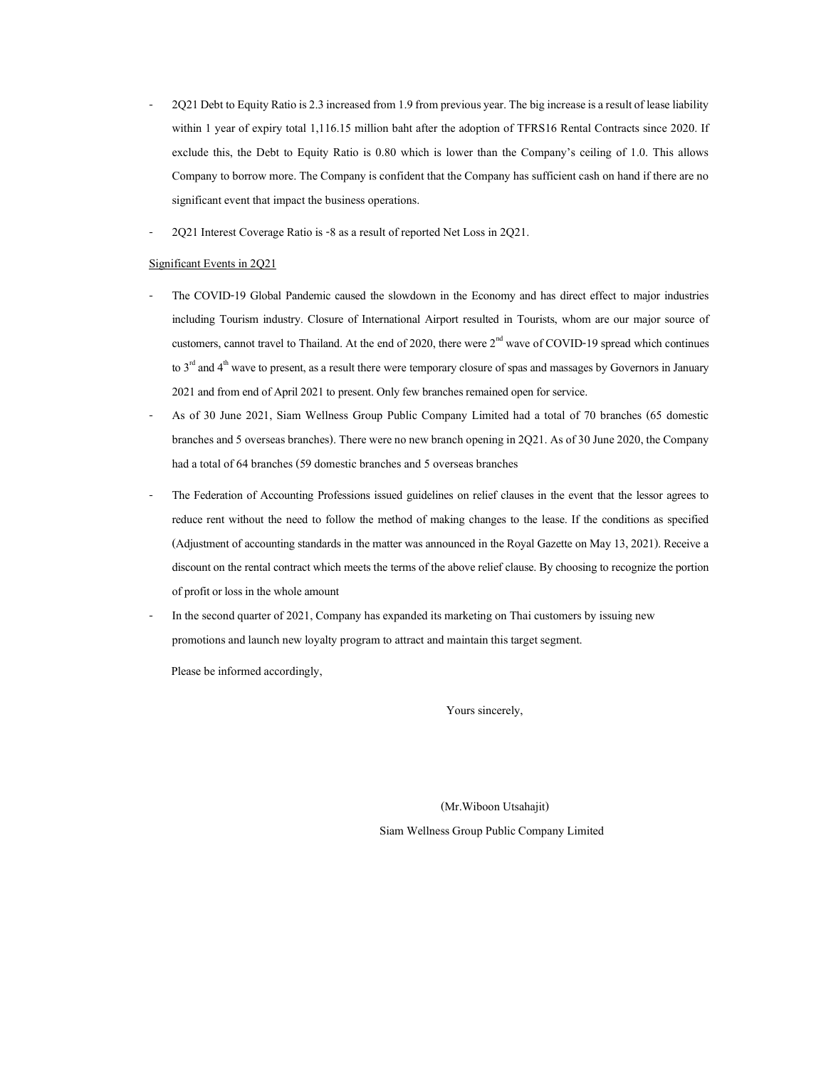- 2Q21 Debt to Equity Ratio is 2.3 increased from 1.9 from previous year. The big increase is a result of lease liability within 1 year of expiry total 1,116.15 million baht after the adoption of TFRS16 Rental Contracts since 2020. If exclude this, the Debt to Equity Ratio is 0.80 which is lower than the Company's ceiling of 1.0. This allows Company to borrow more. The Company is confident that the Company has sufficient cash on hand if there are no significant event that impact the business operations.
- 2Q21 Interest Coverage Ratio is -8 as a result of reported Net Loss in 2Q21.

Significant Events in 2Q21

- The COVID-19 Global Pandemic caused the slowdown in the Economy and has direct effect to major industries including Tourism industry. Closure of International Airport resulted in Tourists, whom are our major source of customers, cannot travel to Thailand. At the end of 2020, there were 2nd wave of COVID-19 spread which continues to 3rd and 4th wave to present, as a result there were temporary closure of spas and massages by Governors in January 2021 and from end of April 2021 to present. Only few branches remained open for service.
- As of 30 June 2021, Siam Wellness Group Public Company Limited had a total of 70 branches (65 domestic branches and 5 overseas branches). There were no new branch opening in 2Q21. As of 30 June 2020, the Company had a total of 64 branches (59 domestic branches and 5 overseas branches
- The Federation of Accounting Professions issued guidelines on relief clauses in the event that the lessor agrees to reduce rent without the need to follow the method of making changes to the lease. If the conditions as specified (Adjustment of accounting standards in the matter was announced in the Royal Gazette on May 13, 2021). Receive a discount on the rental contract which meets the terms of the above relief clause. By choosing to recognize the portion of profit or loss in the whole amount
- In the second quarter of 2021, Company has expanded its marketing on Thai customers by issuing new promotions and launch new loyalty program to attract and maintain this target segment.

Please be informed accordingly,

Yours sincerely,

(Mr.Wiboon Utsahajit)

Siam Wellness Group Public Company Limited